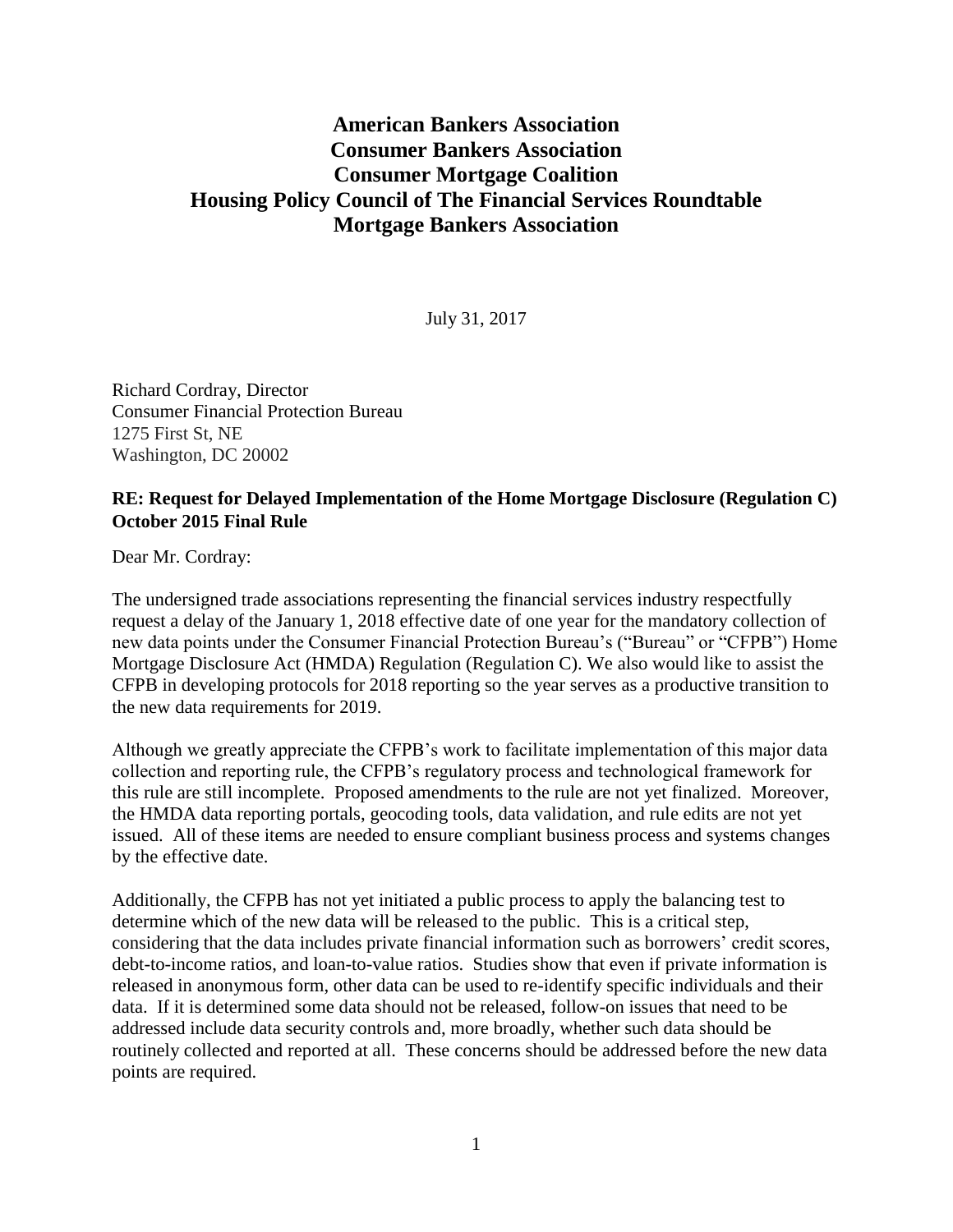**American Bankers Association**
**Consumer Bankers Association**
**Consumer Mortgage Coalition**
**Housing Policy Council of The Financial Services Roundtable**
**Mortgage Bankers Association**

July 31, 2017

Richard Cordray, Director
Consumer Financial Protection Bureau
1275 First St, NE
Washington, DC 20002

**RE: Request for Delayed Implementation of the Home Mortgage Disclosure (Regulation C) October 2015 Final Rule**

Dear Mr. Cordray:

The undersigned trade associations representing the financial services industry respectfully request a delay of the January 1, 2018 effective date of one year for the mandatory collection of new data points under the Consumer Financial Protection Bureau's ("Bureau" or "CFPB") Home Mortgage Disclosure Act (HMDA) Regulation (Regulation C). We also would like to assist the CFPB in developing protocols for 2018 reporting so the year serves as a productive transition to the new data requirements for 2019.

Although we greatly appreciate the CFPB's work to facilitate implementation of this major data collection and reporting rule, the CFPB's regulatory process and technological framework for this rule are still incomplete. Proposed amendments to the rule are not yet finalized. Moreover, the HMDA data reporting portals, geocoding tools, data validation, and rule edits are not yet issued. All of these items are needed to ensure compliant business process and systems changes by the effective date.

Additionally, the CFPB has not yet initiated a public process to apply the balancing test to determine which of the new data will be released to the public. This is a critical step, considering that the data includes private financial information such as borrowers' credit scores, debt-to-income ratios, and loan-to-value ratios. Studies show that even if private information is released in anonymous form, other data can be used to re-identify specific individuals and their data. If it is determined some data should not be released, follow-on issues that need to be addressed include data security controls and, more broadly, whether such data should be routinely collected and reported at all. These concerns should be addressed before the new data points are required.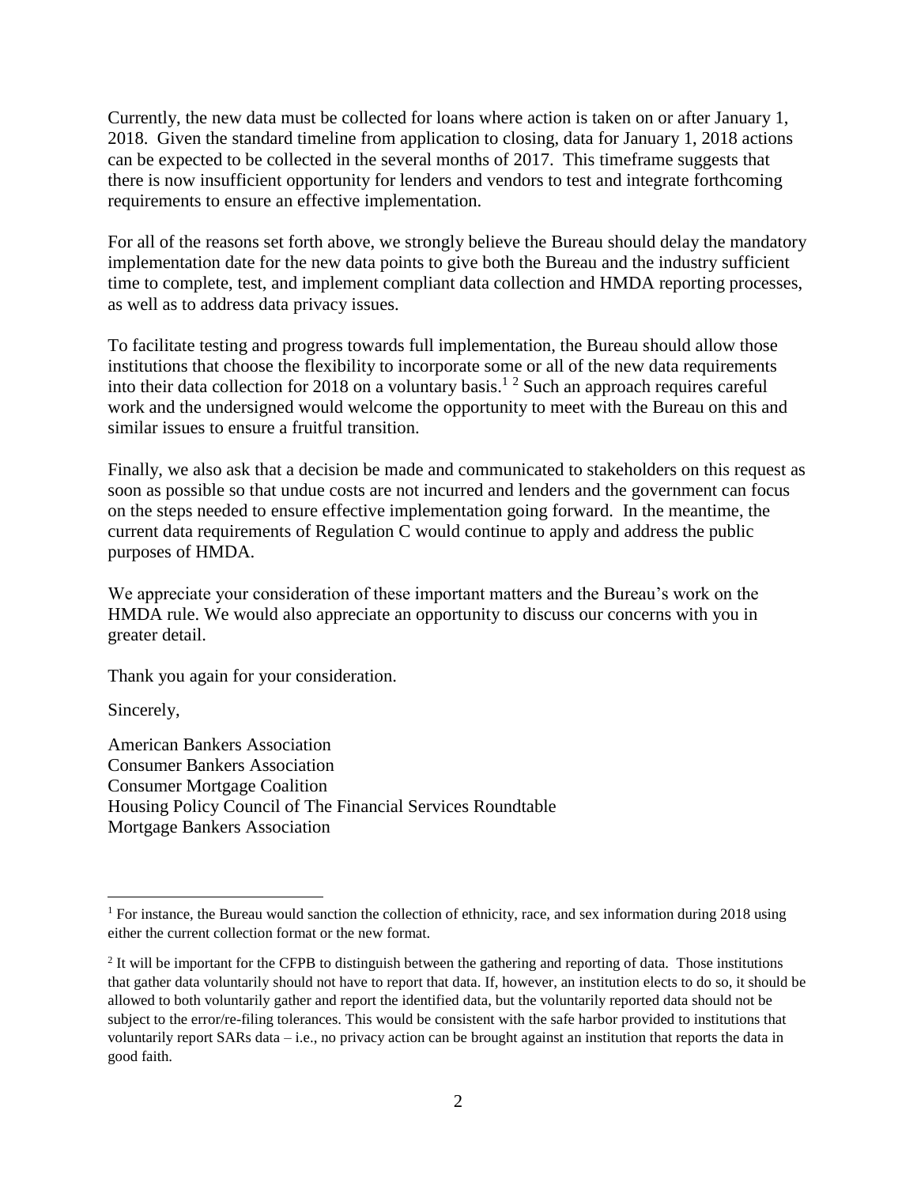Currently, the new data must be collected for loans where action is taken on or after January 1, 2018. Given the standard timeline from application to closing, data for January 1, 2018 actions can be expected to be collected in the several months of 2017. This timeframe suggests that there is now insufficient opportunity for lenders and vendors to test and integrate forthcoming requirements to ensure an effective implementation.

For all of the reasons set forth above, we strongly believe the Bureau should delay the mandatory implementation date for the new data points to give both the Bureau and the industry sufficient time to complete, test, and implement compliant data collection and HMDA reporting processes, as well as to address data privacy issues.

To facilitate testing and progress towards full implementation, the Bureau should allow those institutions that choose the flexibility to incorporate some or all of the new data requirements into their data collection for 2018 on a voluntary basis.[1] [2] Such an approach requires careful work and the undersigned would welcome the opportunity to meet with the Bureau on this and similar issues to ensure a fruitful transition.

Finally, we also ask that a decision be made and communicated to stakeholders on this request as soon as possible so that undue costs are not incurred and lenders and the government can focus on the steps needed to ensure effective implementation going forward. In the meantime, the current data requirements of Regulation C would continue to apply and address the public purposes of HMDA.

We appreciate your consideration of these important matters and the Bureau's work on the HMDA rule. We would also appreciate an opportunity to discuss our concerns with you in greater detail.

Thank you again for your consideration.

Sincerely,

American Bankers Association
Consumer Bankers Association
Consumer Mortgage Coalition
Housing Policy Council of The Financial Services Roundtable
Mortgage Bankers Association

---

[1] For instance, the Bureau would sanction the collection of ethnicity, race, and sex information during 2018 using either the current collection format or the new format.

[2] It will be important for the CFPB to distinguish between the gathering and reporting of data. Those institutions that gather data voluntarily should not have to report that data. If, however, an institution elects to do so, it should be allowed to both voluntarily gather and report the identified data, but the voluntarily reported data should not be subject to the error/re-filing tolerances. This would be consistent with the safe harbor provided to institutions that voluntarily report SARs data – i.e., no privacy action can be brought against an institution that reports the data in good faith.